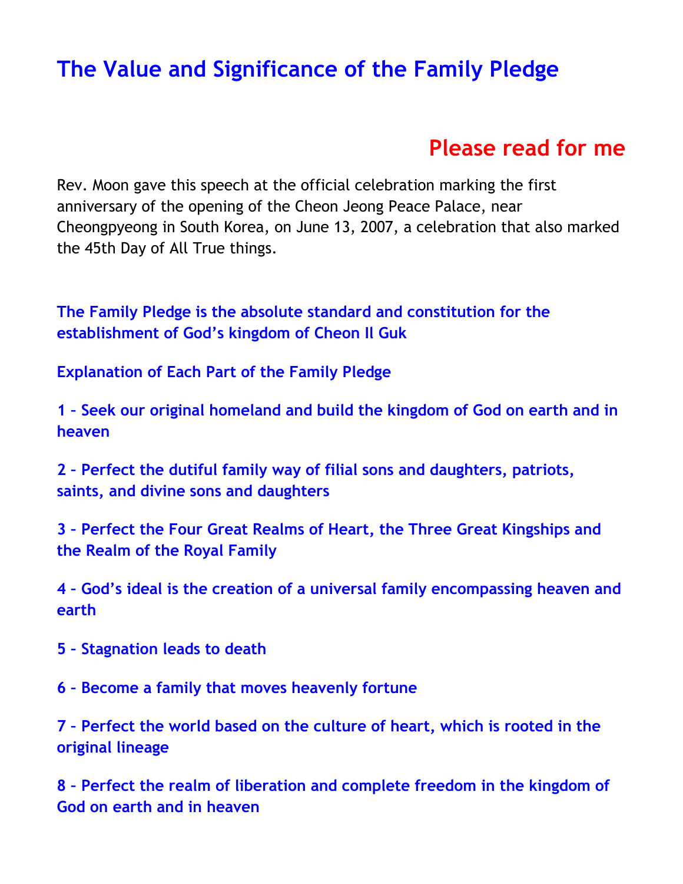# The Value and Significance of the Family Pledge

## Please read for me

Rev. Moon gave this speech at the official celebration marking the first anniversary of the opening of the Cheon Jeong Peace Palace, near Cheongpyeong in South Korea, on June 13, 2007, a celebration that also marked the 45th Day of All True things.

**The Family Pledge is the absolute standard and constitution for the establishment of God's kingdom of Cheon Il Guk**

**Explanation of Each Part of the Family Pledge**

**1 – Seek our original homeland and build the kingdom of God on earth and in heaven**

**2 – Perfect the dutiful family way of filial sons and daughters, patriots, saints, and divine sons and daughters**

**3 – Perfect the Four Great Realms of Heart, the Three Great Kingships and the Realm of the Royal Family**

**4 – God's ideal is the creation of a universal family encompassing heaven and earth**

**5 – Stagnation leads to death**

**6 – Become a family that moves heavenly fortune**

**7 – Perfect the world based on the culture of heart, which is rooted in the original lineage**

**8 – Perfect the realm of liberation and complete freedom in the kingdom of God on earth and in heaven**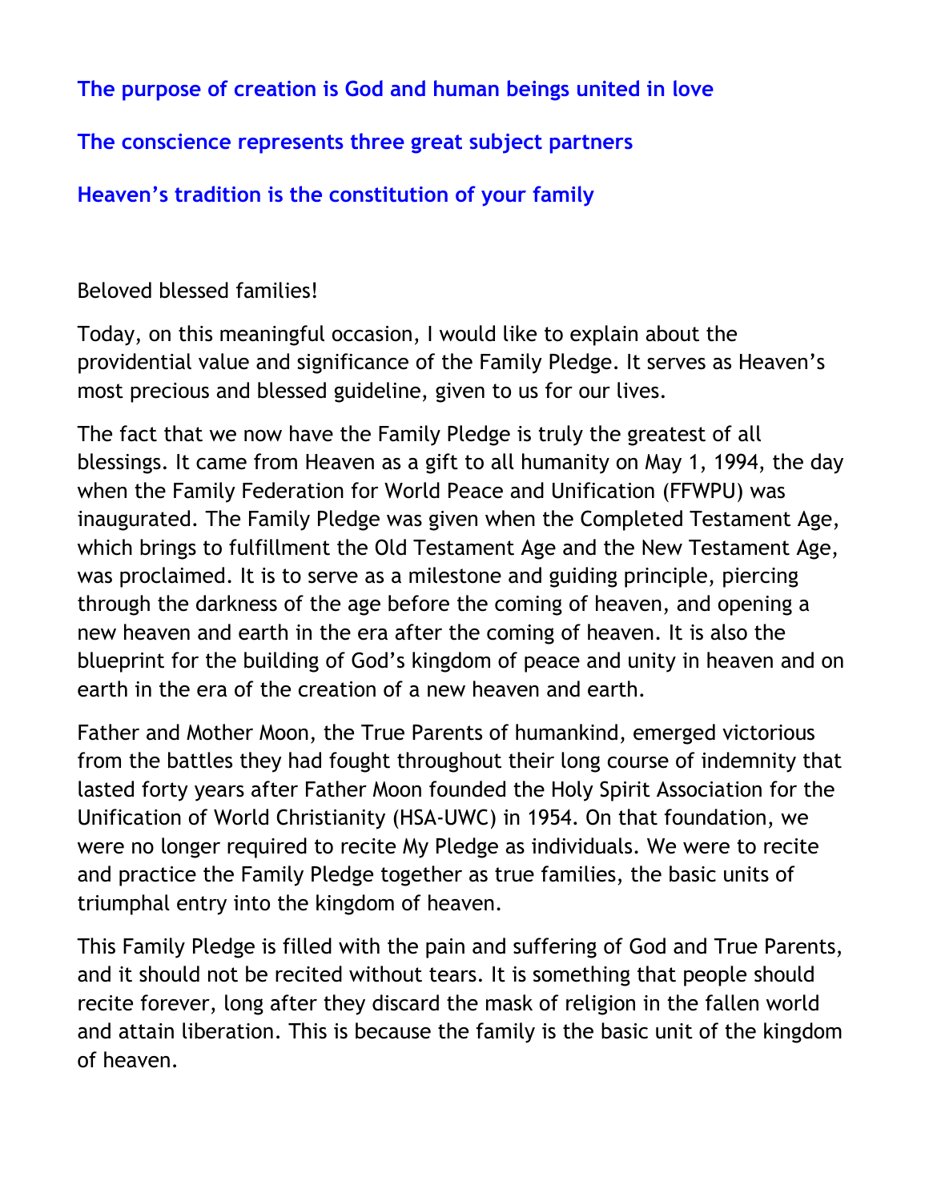**The purpose of creation is God and human beings united in love**

**The conscience represents three great subject partners**

**Heaven's tradition is the constitution of your family**

Beloved blessed families!

Today, on this meaningful occasion, I would like to explain about the providential value and significance of the Family Pledge. It serves as Heaven's most precious and blessed guideline, given to us for our lives.

The fact that we now have the Family Pledge is truly the greatest of all blessings. It came from Heaven as a gift to all humanity on May 1, 1994, the day when the Family Federation for World Peace and Unification (FFWPU) was inaugurated. The Family Pledge was given when the Completed Testament Age, which brings to fulfillment the Old Testament Age and the New Testament Age, was proclaimed. It is to serve as a milestone and guiding principle, piercing through the darkness of the age before the coming of heaven, and opening a new heaven and earth in the era after the coming of heaven. It is also the blueprint for the building of God's kingdom of peace and unity in heaven and on earth in the era of the creation of a new heaven and earth.

Father and Mother Moon, the True Parents of humankind, emerged victorious from the battles they had fought throughout their long course of indemnity that lasted forty years after Father Moon founded the Holy Spirit Association for the Unification of World Christianity (HSA-UWC) in 1954. On that foundation, we were no longer required to recite My Pledge as individuals. We were to recite and practice the Family Pledge together as true families, the basic units of triumphal entry into the kingdom of heaven.

This Family Pledge is filled with the pain and suffering of God and True Parents, and it should not be recited without tears. It is something that people should recite forever, long after they discard the mask of religion in the fallen world and attain liberation. This is because the family is the basic unit of the kingdom of heaven.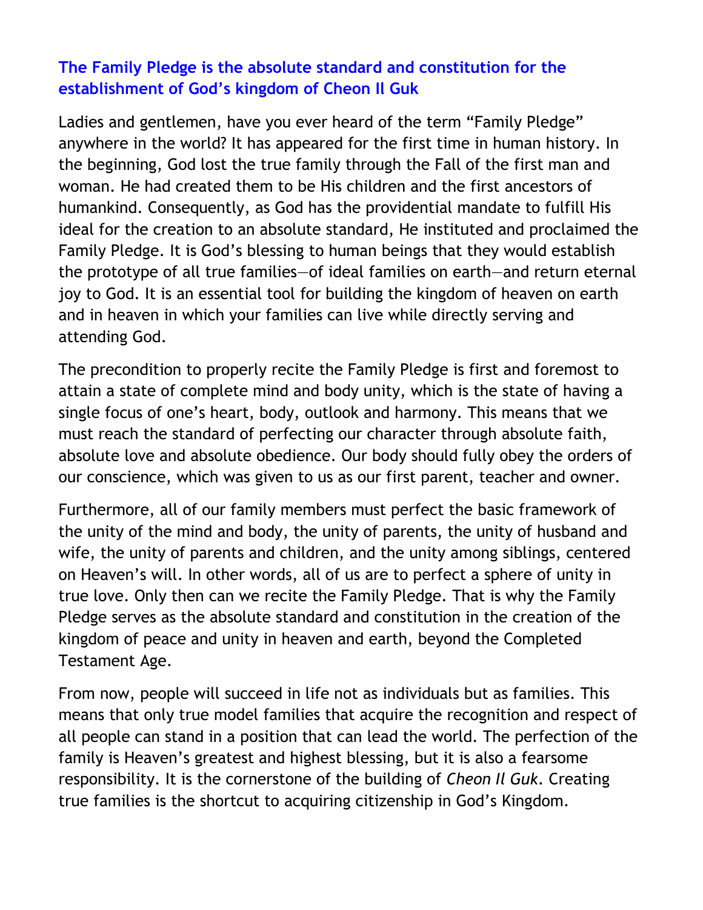## The Family Pledge is the absolute standard and constitution for the establishment of God's kingdom of Cheon Il Guk

Ladies and gentlemen, have you ever heard of the term "Family Pledge" anywhere in the world? It has appeared for the first time in human history. In the beginning, God lost the true family through the Fall of the first man and woman. He had created them to be His children and the first ancestors of humankind. Consequently, as God has the providential mandate to fulfill His ideal for the creation to an absolute standard, He instituted and proclaimed the Family Pledge. It is God's blessing to human beings that they would establish the prototype of all true families—of ideal families on earth—and return eternal joy to God. It is an essential tool for building the kingdom of heaven on earth and in heaven in which your families can live while directly serving and attending God.

The precondition to properly recite the Family Pledge is first and foremost to attain a state of complete mind and body unity, which is the state of having a single focus of one's heart, body, outlook and harmony. This means that we must reach the standard of perfecting our character through absolute faith, absolute love and absolute obedience. Our body should fully obey the orders of our conscience, which was given to us as our first parent, teacher and owner.

Furthermore, all of our family members must perfect the basic framework of the unity of the mind and body, the unity of parents, the unity of husband and wife, the unity of parents and children, and the unity among siblings, centered on Heaven's will. In other words, all of us are to perfect a sphere of unity in true love. Only then can we recite the Family Pledge. That is why the Family Pledge serves as the absolute standard and constitution in the creation of the kingdom of peace and unity in heaven and earth, beyond the Completed Testament Age.

From now, people will succeed in life not as individuals but as families. This means that only true model families that acquire the recognition and respect of all people can stand in a position that can lead the world. The perfection of the family is Heaven's greatest and highest blessing, but it is also a fearsome responsibility. It is the cornerstone of the building of *Cheon Il Guk*. Creating true families is the shortcut to acquiring citizenship in God's Kingdom.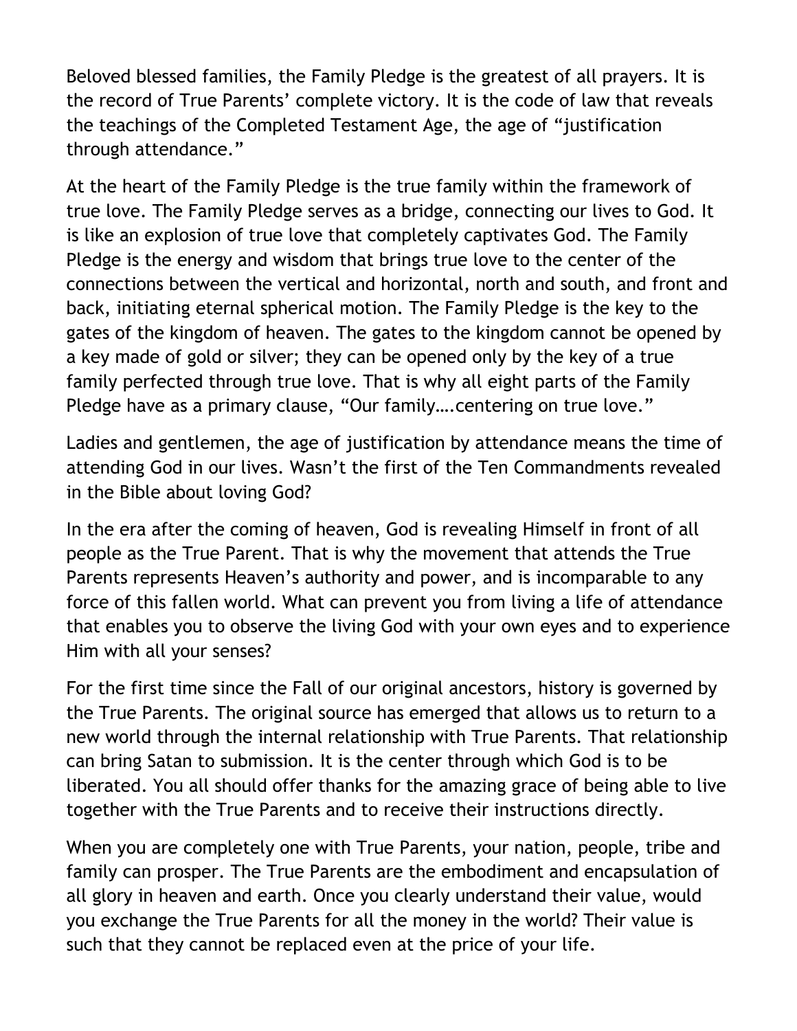Beloved blessed families, the Family Pledge is the greatest of all prayers. It is the record of True Parents' complete victory. It is the code of law that reveals the teachings of the Completed Testament Age, the age of "justification through attendance."

At the heart of the Family Pledge is the true family within the framework of true love. The Family Pledge serves as a bridge, connecting our lives to God. It is like an explosion of true love that completely captivates God. The Family Pledge is the energy and wisdom that brings true love to the center of the connections between the vertical and horizontal, north and south, and front and back, initiating eternal spherical motion. The Family Pledge is the key to the gates of the kingdom of heaven. The gates to the kingdom cannot be opened by a key made of gold or silver; they can be opened only by the key of a true family perfected through true love. That is why all eight parts of the Family Pledge have as a primary clause, "Our family….centering on true love."

Ladies and gentlemen, the age of justification by attendance means the time of attending God in our lives. Wasn't the first of the Ten Commandments revealed in the Bible about loving God?

In the era after the coming of heaven, God is revealing Himself in front of all people as the True Parent. That is why the movement that attends the True Parents represents Heaven's authority and power, and is incomparable to any force of this fallen world. What can prevent you from living a life of attendance that enables you to observe the living God with your own eyes and to experience Him with all your senses?

For the first time since the Fall of our original ancestors, history is governed by the True Parents. The original source has emerged that allows us to return to a new world through the internal relationship with True Parents. That relationship can bring Satan to submission. It is the center through which God is to be liberated. You all should offer thanks for the amazing grace of being able to live together with the True Parents and to receive their instructions directly.

When you are completely one with True Parents, your nation, people, tribe and family can prosper. The True Parents are the embodiment and encapsulation of all glory in heaven and earth. Once you clearly understand their value, would you exchange the True Parents for all the money in the world? Their value is such that they cannot be replaced even at the price of your life.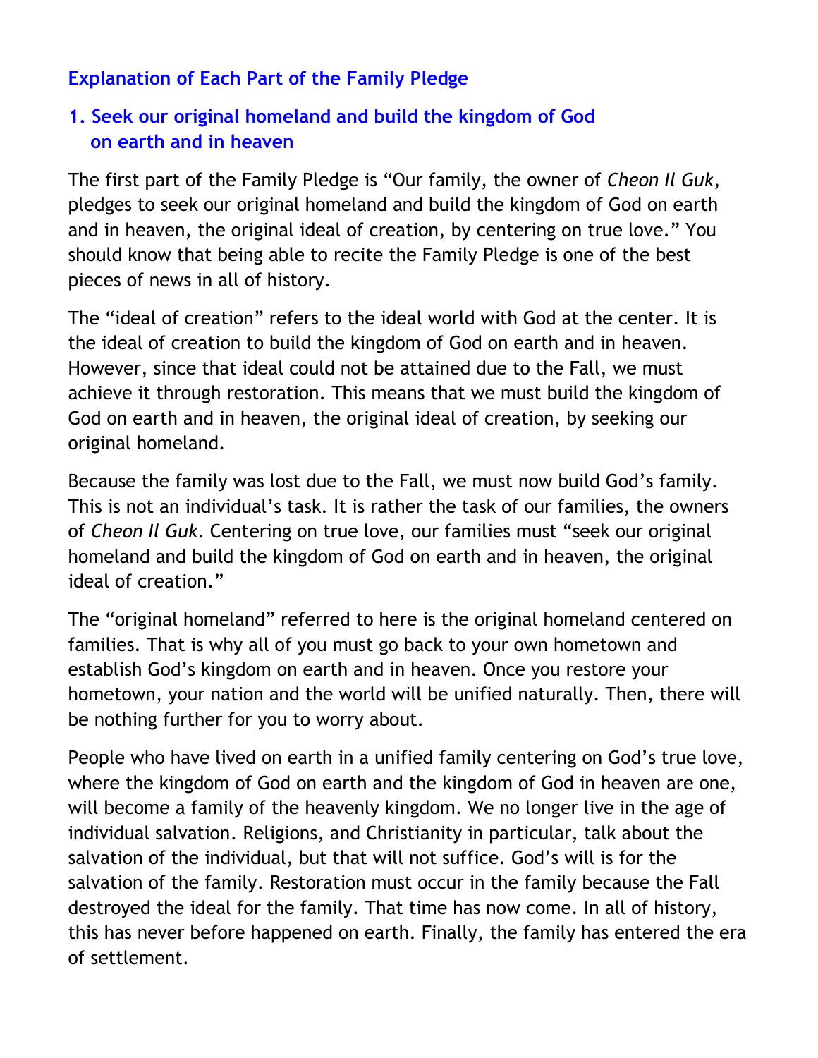## Explanation of Each Part of the Family Pledge

### 1. Seek our original homeland and build the kingdom of God on earth and in heaven

The first part of the Family Pledge is “Our family, the owner of *Cheon Il Guk*, pledges to seek our original homeland and build the kingdom of God on earth and in heaven, the original ideal of creation, by centering on true love.” You should know that being able to recite the Family Pledge is one of the best pieces of news in all of history.

The “ideal of creation” refers to the ideal world with God at the center. It is the ideal of creation to build the kingdom of God on earth and in heaven. However, since that ideal could not be attained due to the Fall, we must achieve it through restoration. This means that we must build the kingdom of God on earth and in heaven, the original ideal of creation, by seeking our original homeland.

Because the family was lost due to the Fall, we must now build God’s family. This is not an individual’s task. It is rather the task of our families, the owners of *Cheon Il Guk*. Centering on true love, our families must “seek our original homeland and build the kingdom of God on earth and in heaven, the original ideal of creation.”

The “original homeland” referred to here is the original homeland centered on families. That is why all of you must go back to your own hometown and establish God’s kingdom on earth and in heaven. Once you restore your hometown, your nation and the world will be unified naturally. Then, there will be nothing further for you to worry about.

People who have lived on earth in a unified family centering on God’s true love, where the kingdom of God on earth and the kingdom of God in heaven are one, will become a family of the heavenly kingdom. We no longer live in the age of individual salvation. Religions, and Christianity in particular, talk about the salvation of the individual, but that will not suffice. God’s will is for the salvation of the family. Restoration must occur in the family because the Fall destroyed the ideal for the family. That time has now come. In all of history, this has never before happened on earth. Finally, the family has entered the era of settlement.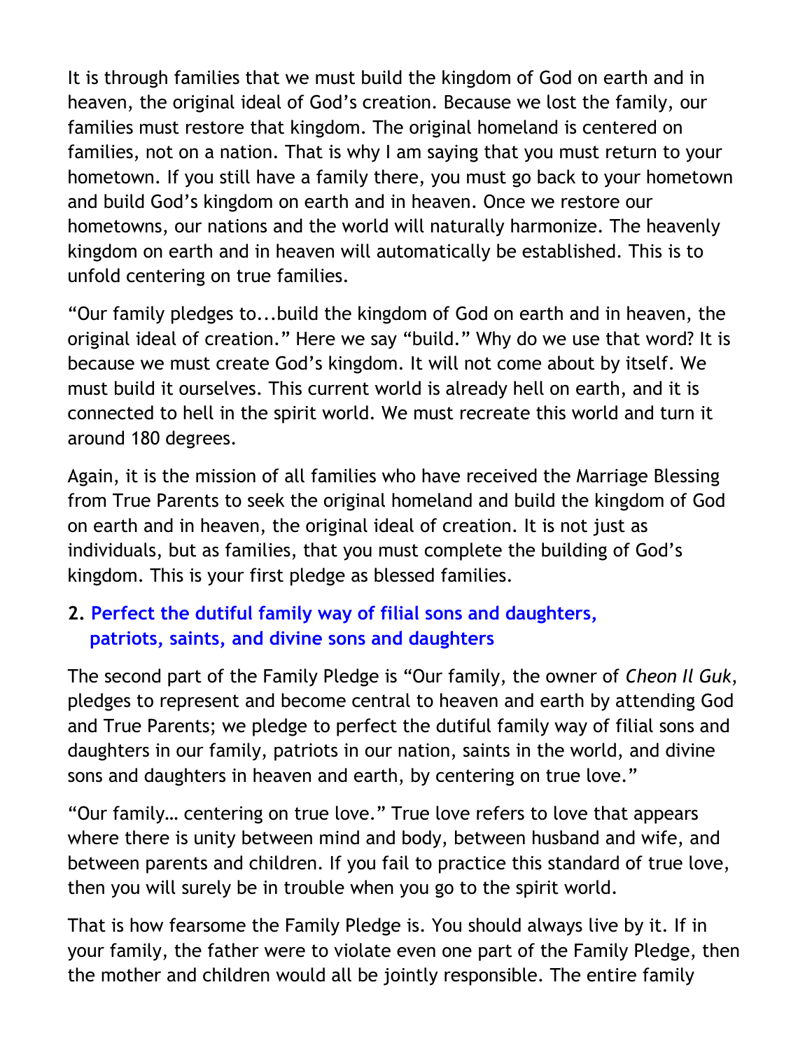It is through families that we must build the kingdom of God on earth and in heaven, the original ideal of God's creation. Because we lost the family, our families must restore that kingdom. The original homeland is centered on families, not on a nation. That is why I am saying that you must return to your hometown. If you still have a family there, you must go back to your hometown and build God's kingdom on earth and in heaven. Once we restore our hometowns, our nations and the world will naturally harmonize. The heavenly kingdom on earth and in heaven will automatically be established. This is to unfold centering on true families.

"Our family pledges to...build the kingdom of God on earth and in heaven, the original ideal of creation." Here we say "build." Why do we use that word? It is because we must create God's kingdom. It will not come about by itself. We must build it ourselves. This current world is already hell on earth, and it is connected to hell in the spirit world. We must recreate this world and turn it around 180 degrees.

Again, it is the mission of all families who have received the Marriage Blessing from True Parents to seek the original homeland and build the kingdom of God on earth and in heaven, the original ideal of creation. It is not just as individuals, but as families, that you must complete the building of God's kingdom. This is your first pledge as blessed families.

### 2. Perfect the dutiful family way of filial sons and daughters, patriots, saints, and divine sons and daughters

The second part of the Family Pledge is "Our family, the owner of *Cheon Il Guk*, pledges to represent and become central to heaven and earth by attending God and True Parents; we pledge to perfect the dutiful family way of filial sons and daughters in our family, patriots in our nation, saints in the world, and divine sons and daughters in heaven and earth, by centering on true love."

"Our family… centering on true love." True love refers to love that appears where there is unity between mind and body, between husband and wife, and between parents and children. If you fail to practice this standard of true love, then you will surely be in trouble when you go to the spirit world.

That is how fearsome the Family Pledge is. You should always live by it. If in your family, the father were to violate even one part of the Family Pledge, then the mother and children would all be jointly responsible. The entire family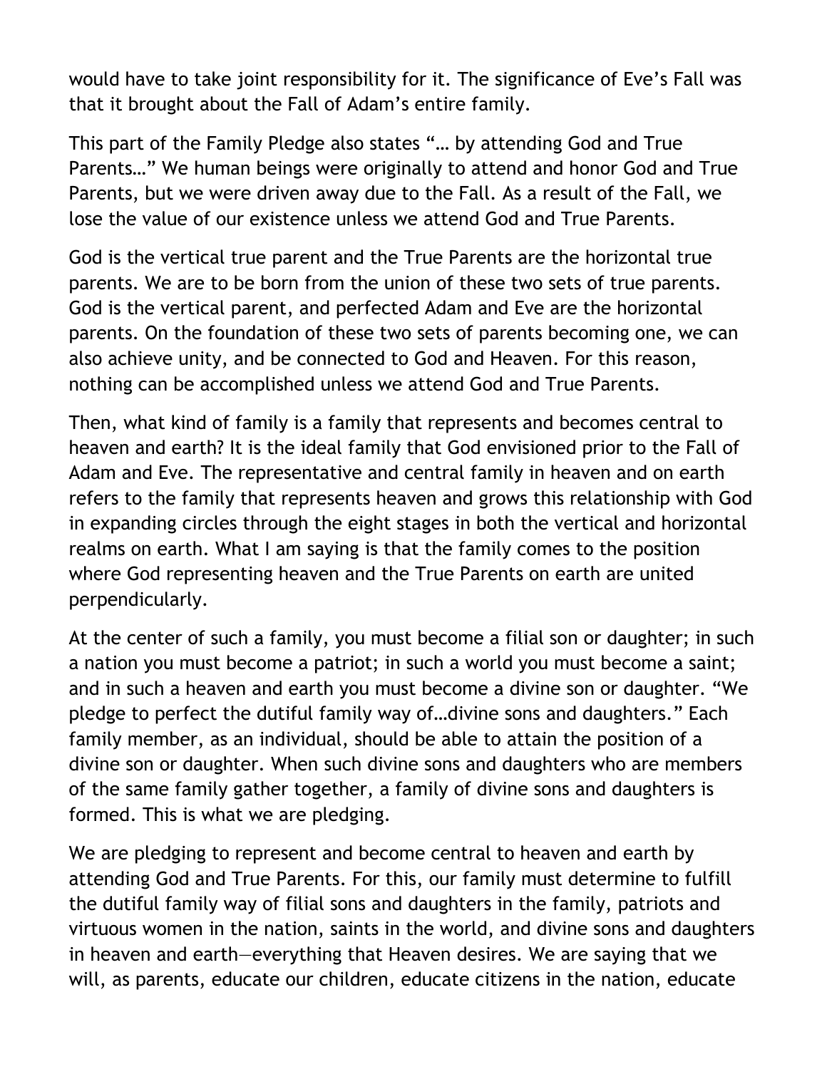would have to take joint responsibility for it. The significance of Eve's Fall was that it brought about the Fall of Adam's entire family.

This part of the Family Pledge also states "… by attending God and True Parents…" We human beings were originally to attend and honor God and True Parents, but we were driven away due to the Fall. As a result of the Fall, we lose the value of our existence unless we attend God and True Parents.

God is the vertical true parent and the True Parents are the horizontal true parents. We are to be born from the union of these two sets of true parents. God is the vertical parent, and perfected Adam and Eve are the horizontal parents. On the foundation of these two sets of parents becoming one, we can also achieve unity, and be connected to God and Heaven. For this reason, nothing can be accomplished unless we attend God and True Parents.

Then, what kind of family is a family that represents and becomes central to heaven and earth? It is the ideal family that God envisioned prior to the Fall of Adam and Eve. The representative and central family in heaven and on earth refers to the family that represents heaven and grows this relationship with God in expanding circles through the eight stages in both the vertical and horizontal realms on earth. What I am saying is that the family comes to the position where God representing heaven and the True Parents on earth are united perpendicularly.

At the center of such a family, you must become a filial son or daughter; in such a nation you must become a patriot; in such a world you must become a saint; and in such a heaven and earth you must become a divine son or daughter. "We pledge to perfect the dutiful family way of…divine sons and daughters." Each family member, as an individual, should be able to attain the position of a divine son or daughter. When such divine sons and daughters who are members of the same family gather together, a family of divine sons and daughters is formed. This is what we are pledging.

We are pledging to represent and become central to heaven and earth by attending God and True Parents. For this, our family must determine to fulfill the dutiful family way of filial sons and daughters in the family, patriots and virtuous women in the nation, saints in the world, and divine sons and daughters in heaven and earth—everything that Heaven desires. We are saying that we will, as parents, educate our children, educate citizens in the nation, educate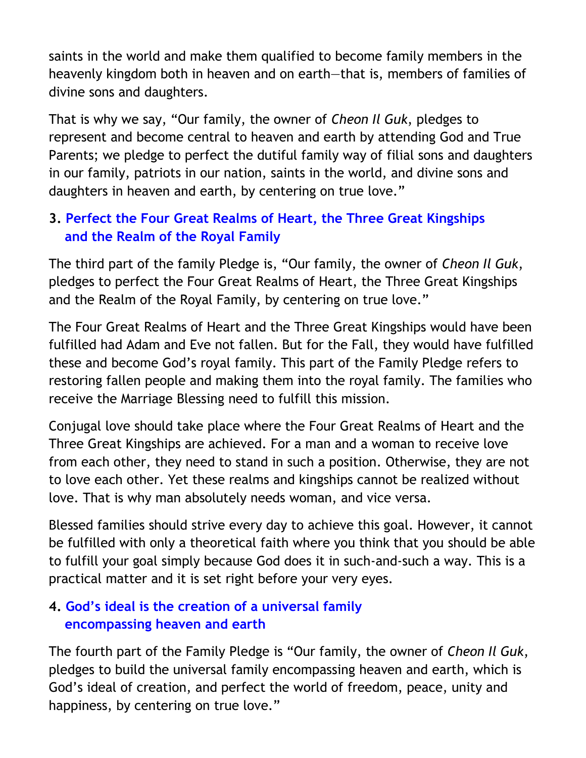saints in the world and make them qualified to become family members in the heavenly kingdom both in heaven and on earth—that is, members of families of divine sons and daughters.

That is why we say, "Our family, the owner of *Cheon Il Guk*, pledges to represent and become central to heaven and earth by attending God and True Parents; we pledge to perfect the dutiful family way of filial sons and daughters in our family, patriots in our nation, saints in the world, and divine sons and daughters in heaven and earth, by centering on true love."

### 3. Perfect the Four Great Realms of Heart, the Three Great Kingships and the Realm of the Royal Family

The third part of the family Pledge is, "Our family, the owner of *Cheon Il Guk*, pledges to perfect the Four Great Realms of Heart, the Three Great Kingships and the Realm of the Royal Family, by centering on true love."

The Four Great Realms of Heart and the Three Great Kingships would have been fulfilled had Adam and Eve not fallen. But for the Fall, they would have fulfilled these and become God's royal family. This part of the Family Pledge refers to restoring fallen people and making them into the royal family. The families who receive the Marriage Blessing need to fulfill this mission.

Conjugal love should take place where the Four Great Realms of Heart and the Three Great Kingships are achieved. For a man and a woman to receive love from each other, they need to stand in such a position. Otherwise, they are not to love each other. Yet these realms and kingships cannot be realized without love. That is why man absolutely needs woman, and vice versa.

Blessed families should strive every day to achieve this goal. However, it cannot be fulfilled with only a theoretical faith where you think that you should be able to fulfill your goal simply because God does it in such-and-such a way. This is a practical matter and it is set right before your very eyes.

### 4. God's ideal is the creation of a universal family encompassing heaven and earth

The fourth part of the Family Pledge is "Our family, the owner of *Cheon Il Guk*, pledges to build the universal family encompassing heaven and earth, which is God's ideal of creation, and perfect the world of freedom, peace, unity and happiness, by centering on true love."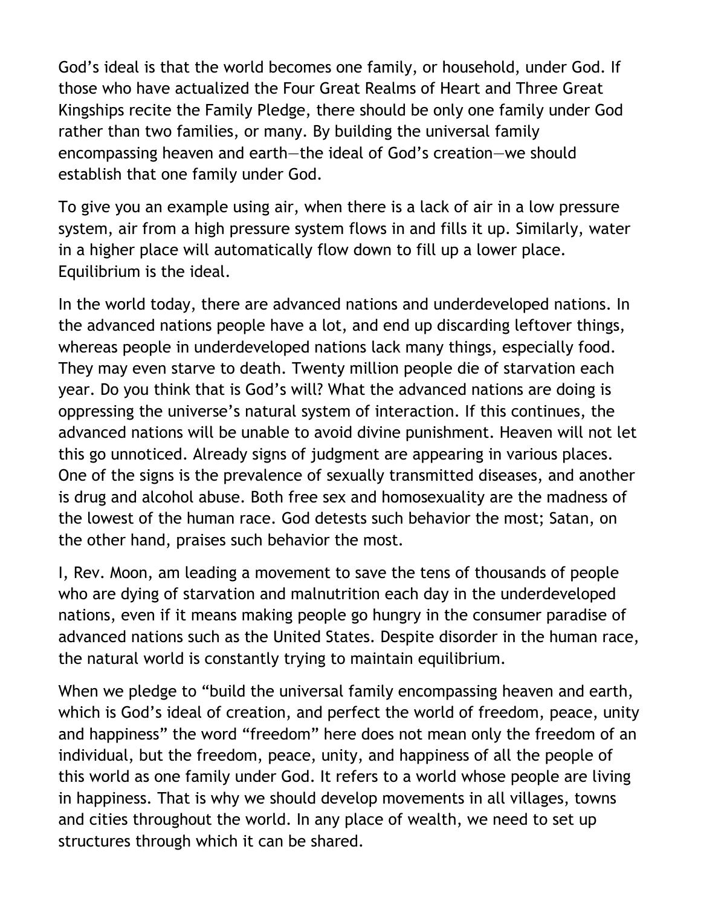God’s ideal is that the world becomes one family, or household, under God. If those who have actualized the Four Great Realms of Heart and Three Great Kingships recite the Family Pledge, there should be only one family under God rather than two families, or many. By building the universal family encompassing heaven and earth—the ideal of God’s creation—we should establish that one family under God.

To give you an example using air, when there is a lack of air in a low pressure system, air from a high pressure system flows in and fills it up. Similarly, water in a higher place will automatically flow down to fill up a lower place. Equilibrium is the ideal.

In the world today, there are advanced nations and underdeveloped nations. In the advanced nations people have a lot, and end up discarding leftover things, whereas people in underdeveloped nations lack many things, especially food. They may even starve to death. Twenty million people die of starvation each year. Do you think that is God’s will? What the advanced nations are doing is oppressing the universe’s natural system of interaction. If this continues, the advanced nations will be unable to avoid divine punishment. Heaven will not let this go unnoticed. Already signs of judgment are appearing in various places. One of the signs is the prevalence of sexually transmitted diseases, and another is drug and alcohol abuse. Both free sex and homosexuality are the madness of the lowest of the human race. God detests such behavior the most; Satan, on the other hand, praises such behavior the most.

I, Rev. Moon, am leading a movement to save the tens of thousands of people who are dying of starvation and malnutrition each day in the underdeveloped nations, even if it means making people go hungry in the consumer paradise of advanced nations such as the United States. Despite disorder in the human race, the natural world is constantly trying to maintain equilibrium.

When we pledge to “build the universal family encompassing heaven and earth, which is God’s ideal of creation, and perfect the world of freedom, peace, unity and happiness” the word “freedom” here does not mean only the freedom of an individual, but the freedom, peace, unity, and happiness of all the people of this world as one family under God. It refers to a world whose people are living in happiness. That is why we should develop movements in all villages, towns and cities throughout the world. In any place of wealth, we need to set up structures through which it can be shared.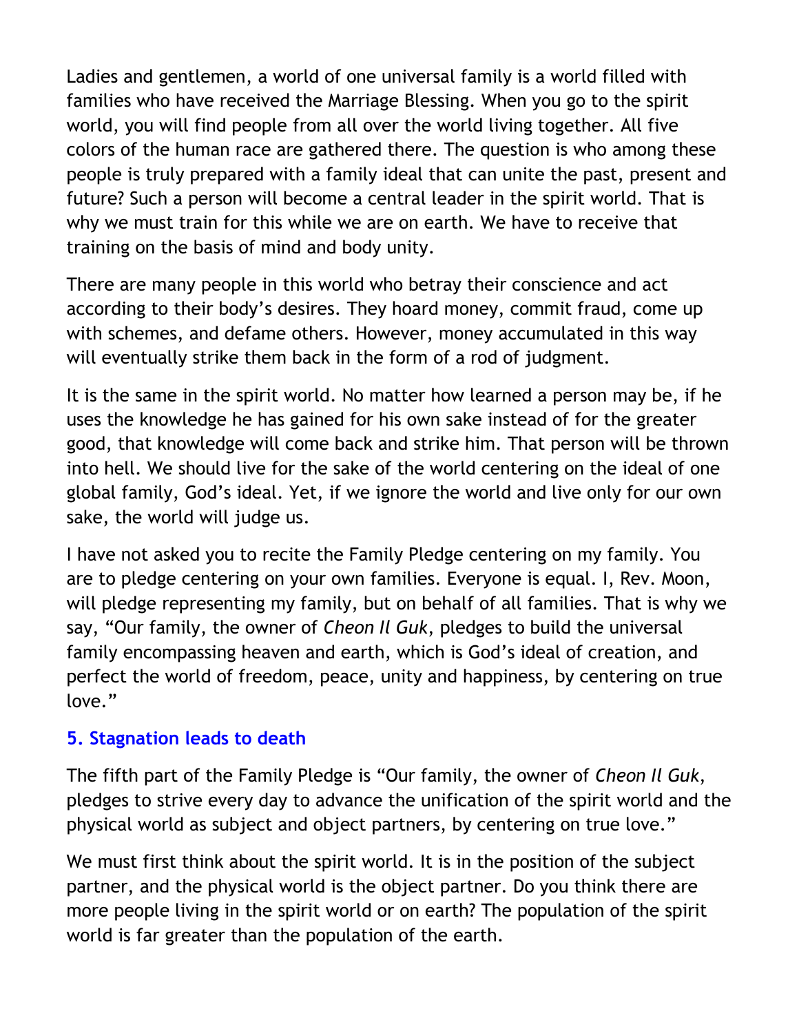Ladies and gentlemen, a world of one universal family is a world filled with families who have received the Marriage Blessing. When you go to the spirit world, you will find people from all over the world living together. All five colors of the human race are gathered there. The question is who among these people is truly prepared with a family ideal that can unite the past, present and future? Such a person will become a central leader in the spirit world. That is why we must train for this while we are on earth. We have to receive that training on the basis of mind and body unity.

There are many people in this world who betray their conscience and act according to their body's desires. They hoard money, commit fraud, come up with schemes, and defame others. However, money accumulated in this way will eventually strike them back in the form of a rod of judgment.

It is the same in the spirit world. No matter how learned a person may be, if he uses the knowledge he has gained for his own sake instead of for the greater good, that knowledge will come back and strike him. That person will be thrown into hell. We should live for the sake of the world centering on the ideal of one global family, God's ideal. Yet, if we ignore the world and live only for our own sake, the world will judge us.

I have not asked you to recite the Family Pledge centering on my family. You are to pledge centering on your own families. Everyone is equal. I, Rev. Moon, will pledge representing my family, but on behalf of all families. That is why we say, "Our family, the owner of *Cheon Il Guk*, pledges to build the universal family encompassing heaven and earth, which is God's ideal of creation, and perfect the world of freedom, peace, unity and happiness, by centering on true love."

### 5. Stagnation leads to death

The fifth part of the Family Pledge is "Our family, the owner of *Cheon Il Guk*, pledges to strive every day to advance the unification of the spirit world and the physical world as subject and object partners, by centering on true love."

We must first think about the spirit world. It is in the position of the subject partner, and the physical world is the object partner. Do you think there are more people living in the spirit world or on earth? The population of the spirit world is far greater than the population of the earth.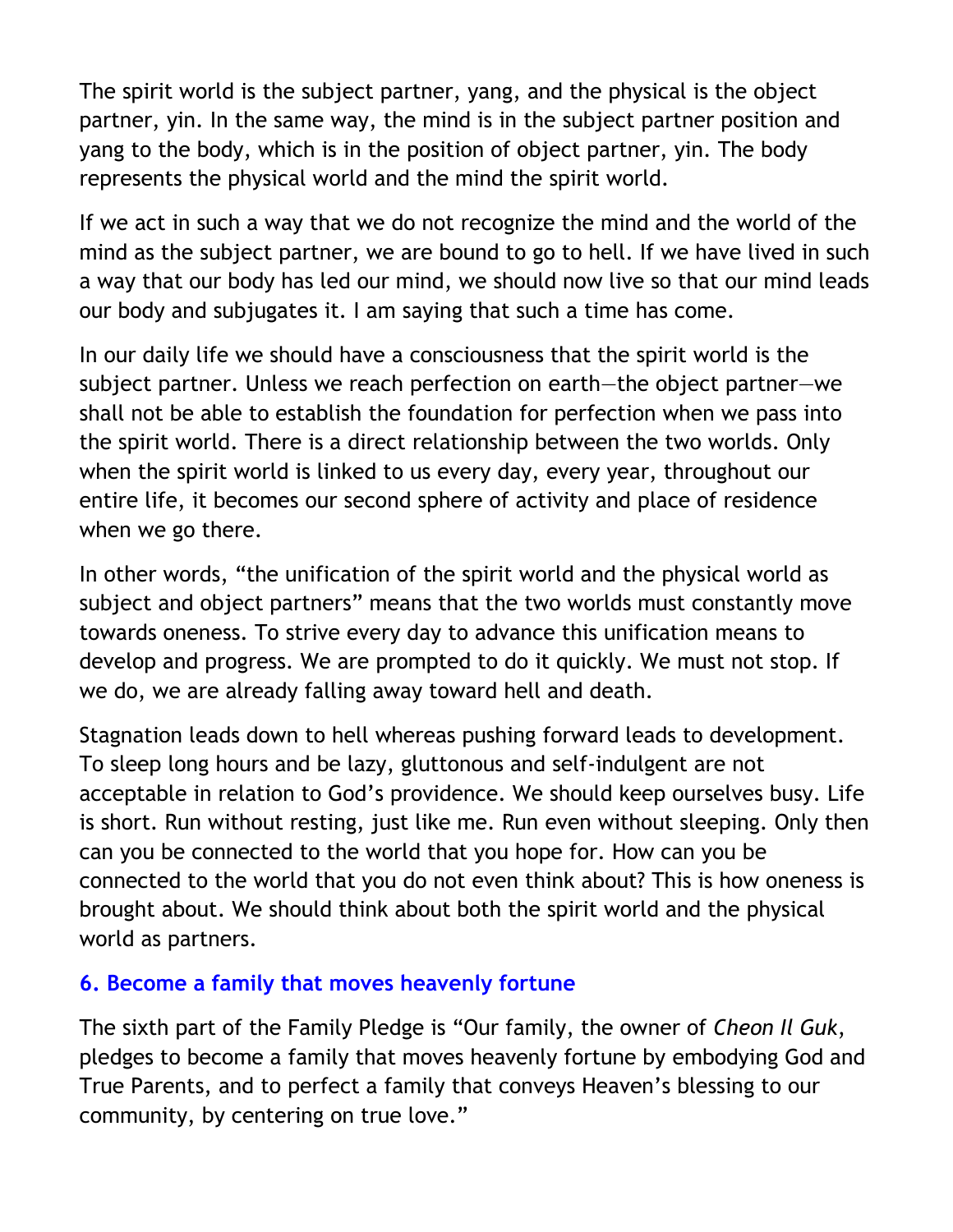The spirit world is the subject partner, yang, and the physical is the object partner, yin. In the same way, the mind is in the subject partner position and yang to the body, which is in the position of object partner, yin. The body represents the physical world and the mind the spirit world.

If we act in such a way that we do not recognize the mind and the world of the mind as the subject partner, we are bound to go to hell. If we have lived in such a way that our body has led our mind, we should now live so that our mind leads our body and subjugates it. I am saying that such a time has come.

In our daily life we should have a consciousness that the spirit world is the subject partner. Unless we reach perfection on earth—the object partner—we shall not be able to establish the foundation for perfection when we pass into the spirit world. There is a direct relationship between the two worlds. Only when the spirit world is linked to us every day, every year, throughout our entire life, it becomes our second sphere of activity and place of residence when we go there.

In other words, "the unification of the spirit world and the physical world as subject and object partners" means that the two worlds must constantly move towards oneness. To strive every day to advance this unification means to develop and progress. We are prompted to do it quickly. We must not stop. If we do, we are already falling away toward hell and death.

Stagnation leads down to hell whereas pushing forward leads to development. To sleep long hours and be lazy, gluttonous and self-indulgent are not acceptable in relation to God's providence. We should keep ourselves busy. Life is short. Run without resting, just like me. Run even without sleeping. Only then can you be connected to the world that you hope for. How can you be connected to the world that you do not even think about? This is how oneness is brought about. We should think about both the spirit world and the physical world as partners.

### 6. Become a family that moves heavenly fortune

The sixth part of the Family Pledge is "Our family, the owner of *Cheon Il Guk*, pledges to become a family that moves heavenly fortune by embodying God and True Parents, and to perfect a family that conveys Heaven's blessing to our community, by centering on true love."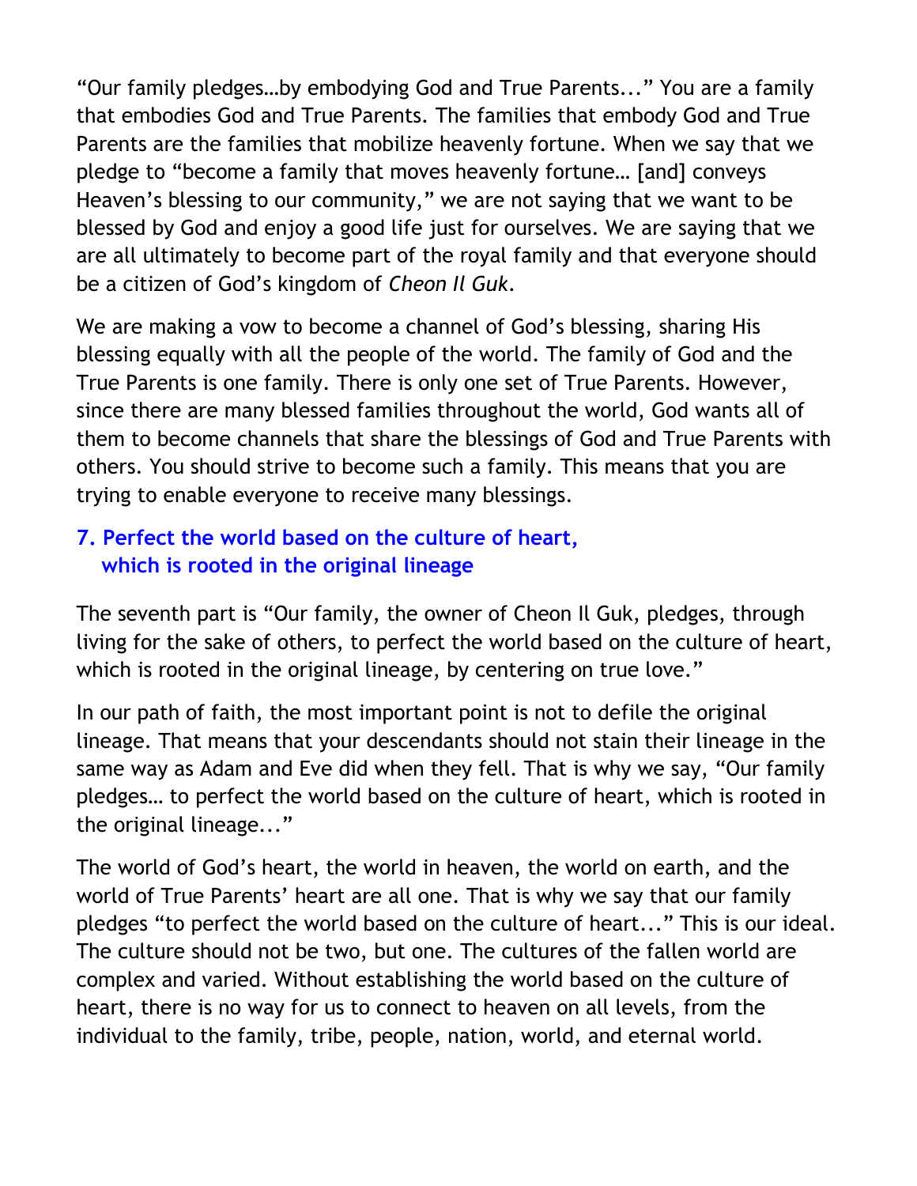"Our family pledges…by embodying God and True Parents..." You are a family that embodies God and True Parents. The families that embody God and True Parents are the families that mobilize heavenly fortune. When we say that we pledge to "become a family that moves heavenly fortune… [and] conveys Heaven's blessing to our community," we are not saying that we want to be blessed by God and enjoy a good life just for ourselves. We are saying that we are all ultimately to become part of the royal family and that everyone should be a citizen of God's kingdom of *Cheon Il Guk*.

We are making a vow to become a channel of God's blessing, sharing His blessing equally with all the people of the world. The family of God and the True Parents is one family. There is only one set of True Parents. However, since there are many blessed families throughout the world, God wants all of them to become channels that share the blessings of God and True Parents with others. You should strive to become such a family. This means that you are trying to enable everyone to receive many blessings.

### 7. Perfect the world based on the culture of heart, which is rooted in the original lineage

The seventh part is "Our family, the owner of Cheon Il Guk, pledges, through living for the sake of others, to perfect the world based on the culture of heart, which is rooted in the original lineage, by centering on true love."

In our path of faith, the most important point is not to defile the original lineage. That means that your descendants should not stain their lineage in the same way as Adam and Eve did when they fell. That is why we say, "Our family pledges… to perfect the world based on the culture of heart, which is rooted in the original lineage..."

The world of God's heart, the world in heaven, the world on earth, and the world of True Parents' heart are all one. That is why we say that our family pledges "to perfect the world based on the culture of heart..." This is our ideal. The culture should not be two, but one. The cultures of the fallen world are complex and varied. Without establishing the world based on the culture of heart, there is no way for us to connect to heaven on all levels, from the individual to the family, tribe, people, nation, world, and eternal world.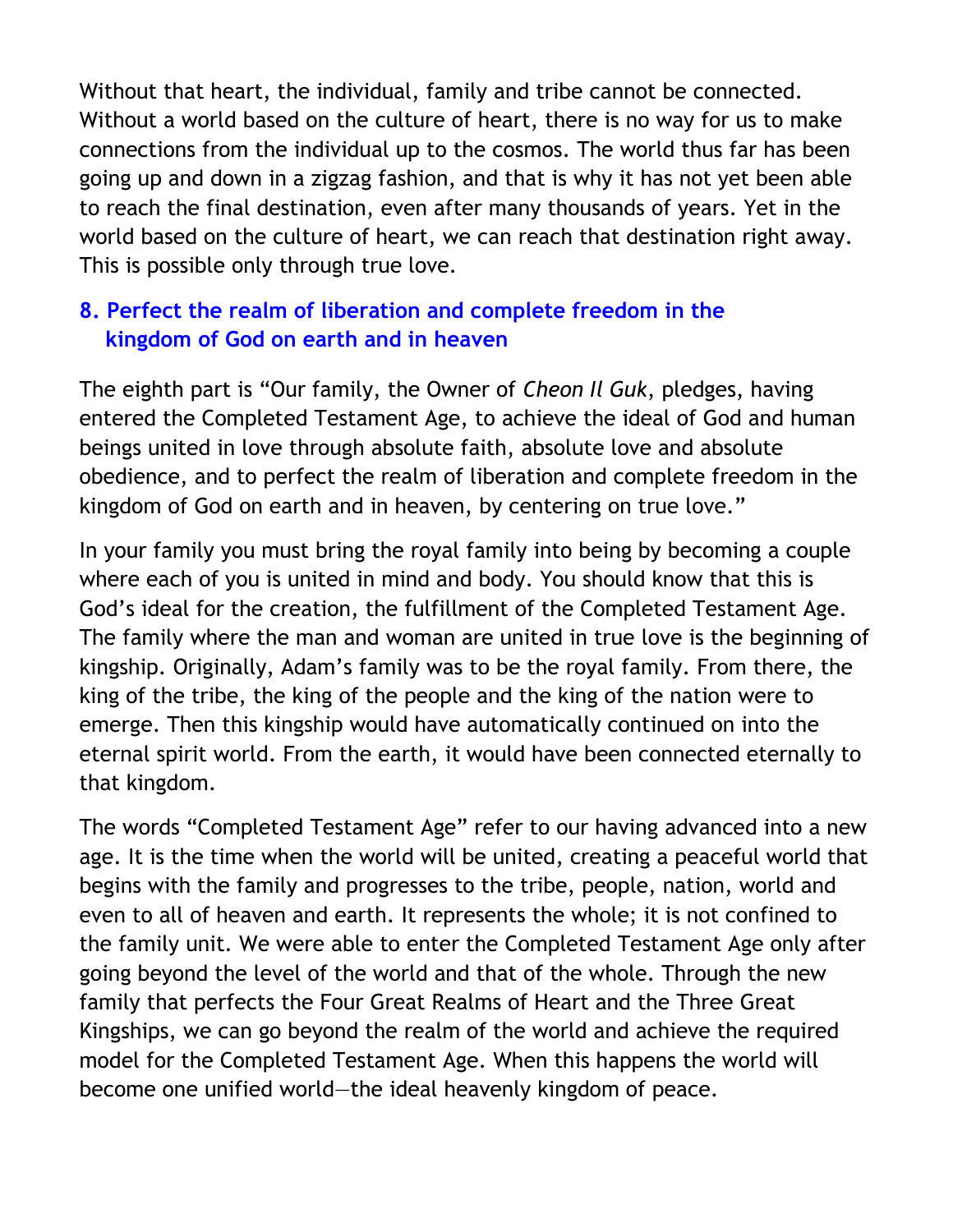Without that heart, the individual, family and tribe cannot be connected. Without a world based on the culture of heart, there is no way for us to make connections from the individual up to the cosmos. The world thus far has been going up and down in a zigzag fashion, and that is why it has not yet been able to reach the final destination, even after many thousands of years. Yet in the world based on the culture of heart, we can reach that destination right away. This is possible only through true love.

### 8. Perfect the realm of liberation and complete freedom in the kingdom of God on earth and in heaven

The eighth part is "Our family, the Owner of *Cheon Il Guk*, pledges, having entered the Completed Testament Age, to achieve the ideal of God and human beings united in love through absolute faith, absolute love and absolute obedience, and to perfect the realm of liberation and complete freedom in the kingdom of God on earth and in heaven, by centering on true love."

In your family you must bring the royal family into being by becoming a couple where each of you is united in mind and body. You should know that this is God's ideal for the creation, the fulfillment of the Completed Testament Age. The family where the man and woman are united in true love is the beginning of kingship. Originally, Adam's family was to be the royal family. From there, the king of the tribe, the king of the people and the king of the nation were to emerge. Then this kingship would have automatically continued on into the eternal spirit world. From the earth, it would have been connected eternally to that kingdom.

The words "Completed Testament Age" refer to our having advanced into a new age. It is the time when the world will be united, creating a peaceful world that begins with the family and progresses to the tribe, people, nation, world and even to all of heaven and earth. It represents the whole; it is not confined to the family unit. We were able to enter the Completed Testament Age only after going beyond the level of the world and that of the whole. Through the new family that perfects the Four Great Realms of Heart and the Three Great Kingships, we can go beyond the realm of the world and achieve the required model for the Completed Testament Age. When this happens the world will become one unified world—the ideal heavenly kingdom of peace.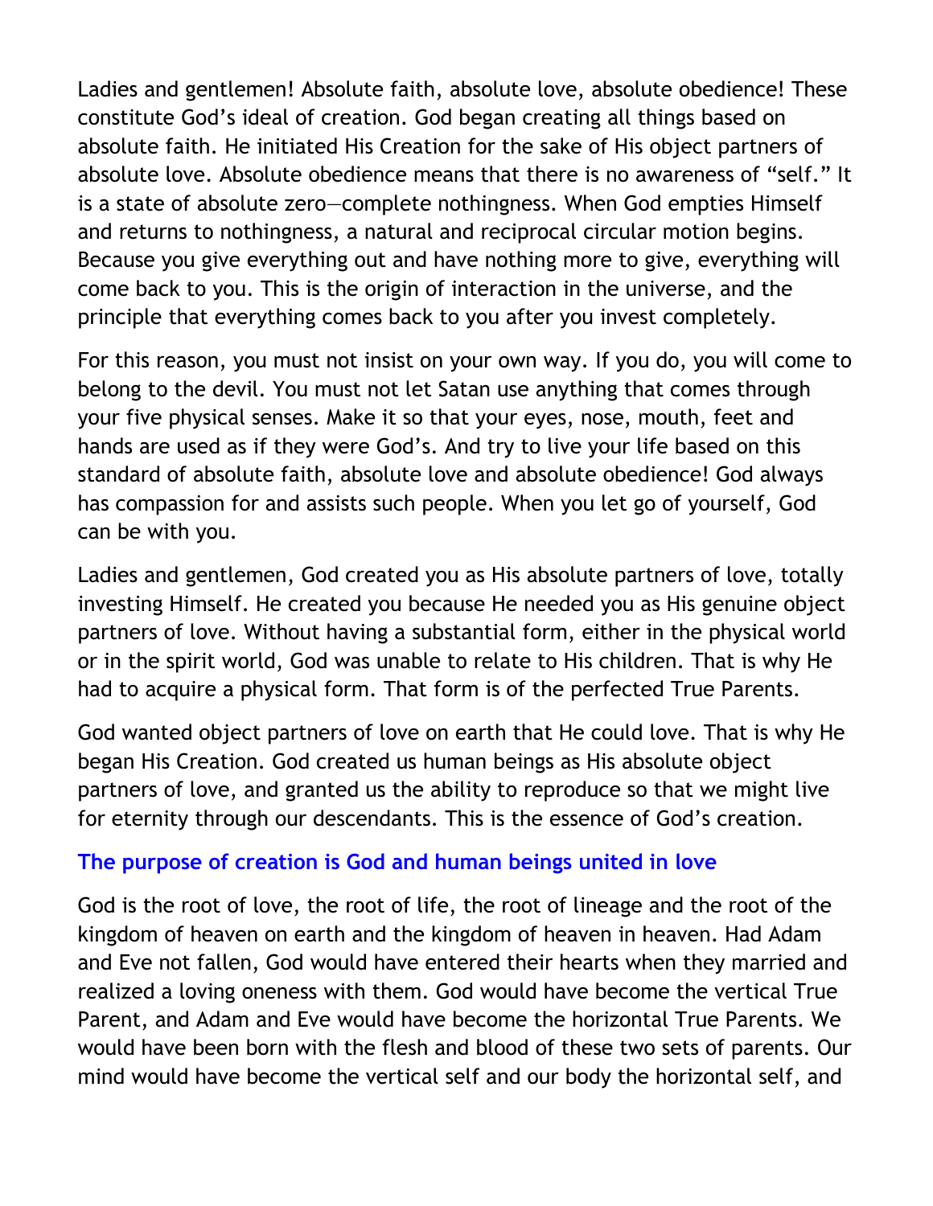Ladies and gentlemen! Absolute faith, absolute love, absolute obedience! These constitute God's ideal of creation. God began creating all things based on absolute faith. He initiated His Creation for the sake of His object partners of absolute love. Absolute obedience means that there is no awareness of "self." It is a state of absolute zero—complete nothingness. When God empties Himself and returns to nothingness, a natural and reciprocal circular motion begins. Because you give everything out and have nothing more to give, everything will come back to you. This is the origin of interaction in the universe, and the principle that everything comes back to you after you invest completely.

For this reason, you must not insist on your own way. If you do, you will come to belong to the devil. You must not let Satan use anything that comes through your five physical senses. Make it so that your eyes, nose, mouth, feet and hands are used as if they were God's. And try to live your life based on this standard of absolute faith, absolute love and absolute obedience! God always has compassion for and assists such people. When you let go of yourself, God can be with you.

Ladies and gentlemen, God created you as His absolute partners of love, totally investing Himself. He created you because He needed you as His genuine object partners of love. Without having a substantial form, either in the physical world or in the spirit world, God was unable to relate to His children. That is why He had to acquire a physical form. That form is of the perfected True Parents.

God wanted object partners of love on earth that He could love. That is why He began His Creation. God created us human beings as His absolute object partners of love, and granted us the ability to reproduce so that we might live for eternity through our descendants. This is the essence of God's creation.

### The purpose of creation is God and human beings united in love

God is the root of love, the root of life, the root of lineage and the root of the kingdom of heaven on earth and the kingdom of heaven in heaven. Had Adam and Eve not fallen, God would have entered their hearts when they married and realized a loving oneness with them. God would have become the vertical True Parent, and Adam and Eve would have become the horizontal True Parents. We would have been born with the flesh and blood of these two sets of parents. Our mind would have become the vertical self and our body the horizontal self, and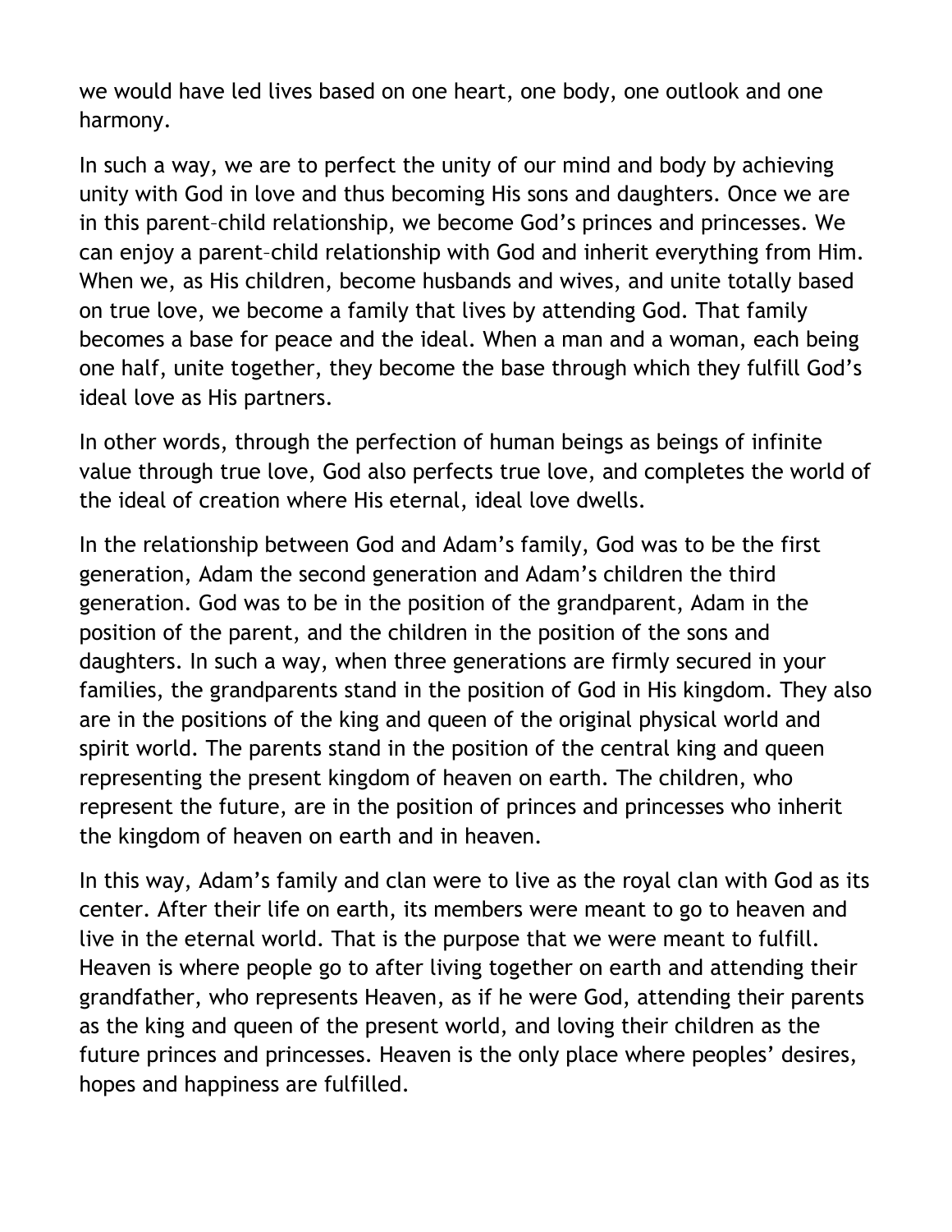we would have led lives based on one heart, one body, one outlook and one harmony.

In such a way, we are to perfect the unity of our mind and body by achieving unity with God in love and thus becoming His sons and daughters. Once we are in this parent–child relationship, we become God's princes and princesses. We can enjoy a parent–child relationship with God and inherit everything from Him. When we, as His children, become husbands and wives, and unite totally based on true love, we become a family that lives by attending God. That family becomes a base for peace and the ideal. When a man and a woman, each being one half, unite together, they become the base through which they fulfill God's ideal love as His partners.

In other words, through the perfection of human beings as beings of infinite value through true love, God also perfects true love, and completes the world of the ideal of creation where His eternal, ideal love dwells.

In the relationship between God and Adam's family, God was to be the first generation, Adam the second generation and Adam's children the third generation. God was to be in the position of the grandparent, Adam in the position of the parent, and the children in the position of the sons and daughters. In such a way, when three generations are firmly secured in your families, the grandparents stand in the position of God in His kingdom. They also are in the positions of the king and queen of the original physical world and spirit world. The parents stand in the position of the central king and queen representing the present kingdom of heaven on earth. The children, who represent the future, are in the position of princes and princesses who inherit the kingdom of heaven on earth and in heaven.

In this way, Adam's family and clan were to live as the royal clan with God as its center. After their life on earth, its members were meant to go to heaven and live in the eternal world. That is the purpose that we were meant to fulfill. Heaven is where people go to after living together on earth and attending their grandfather, who represents Heaven, as if he were God, attending their parents as the king and queen of the present world, and loving their children as the future princes and princesses. Heaven is the only place where peoples' desires, hopes and happiness are fulfilled.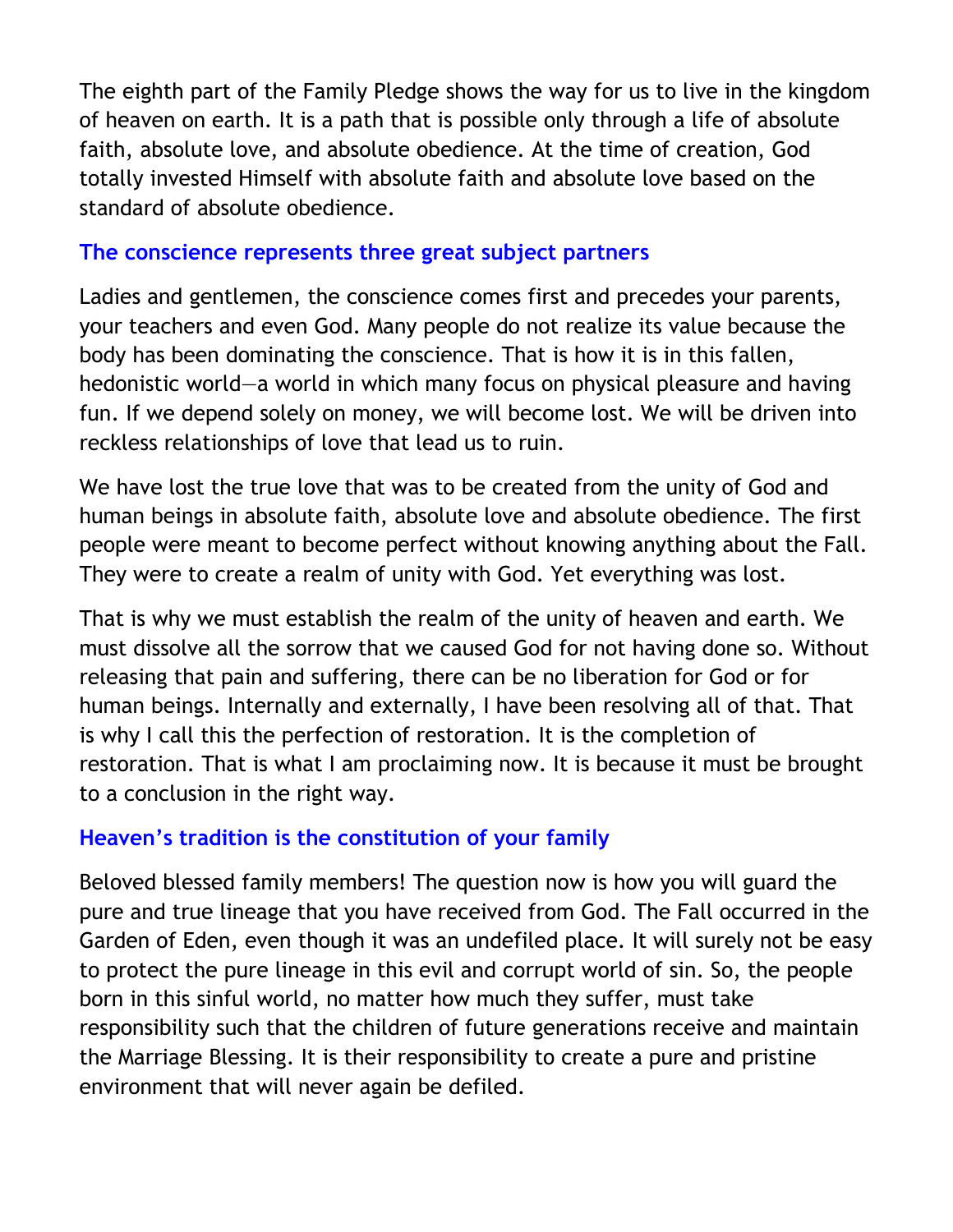The eighth part of the Family Pledge shows the way for us to live in the kingdom of heaven on earth. It is a path that is possible only through a life of absolute faith, absolute love, and absolute obedience. At the time of creation, God totally invested Himself with absolute faith and absolute love based on the standard of absolute obedience.

## The conscience represents three great subject partners

Ladies and gentlemen, the conscience comes first and precedes your parents, your teachers and even God. Many people do not realize its value because the body has been dominating the conscience. That is how it is in this fallen, hedonistic world—a world in which many focus on physical pleasure and having fun. If we depend solely on money, we will become lost. We will be driven into reckless relationships of love that lead us to ruin.

We have lost the true love that was to be created from the unity of God and human beings in absolute faith, absolute love and absolute obedience. The first people were meant to become perfect without knowing anything about the Fall. They were to create a realm of unity with God. Yet everything was lost.

That is why we must establish the realm of the unity of heaven and earth. We must dissolve all the sorrow that we caused God for not having done so. Without releasing that pain and suffering, there can be no liberation for God or for human beings. Internally and externally, I have been resolving all of that. That is why I call this the perfection of restoration. It is the completion of restoration. That is what I am proclaiming now. It is because it must be brought to a conclusion in the right way.

## Heaven's tradition is the constitution of your family

Beloved blessed family members! The question now is how you will guard the pure and true lineage that you have received from God. The Fall occurred in the Garden of Eden, even though it was an undefiled place. It will surely not be easy to protect the pure lineage in this evil and corrupt world of sin. So, the people born in this sinful world, no matter how much they suffer, must take responsibility such that the children of future generations receive and maintain the Marriage Blessing. It is their responsibility to create a pure and pristine environment that will never again be defiled.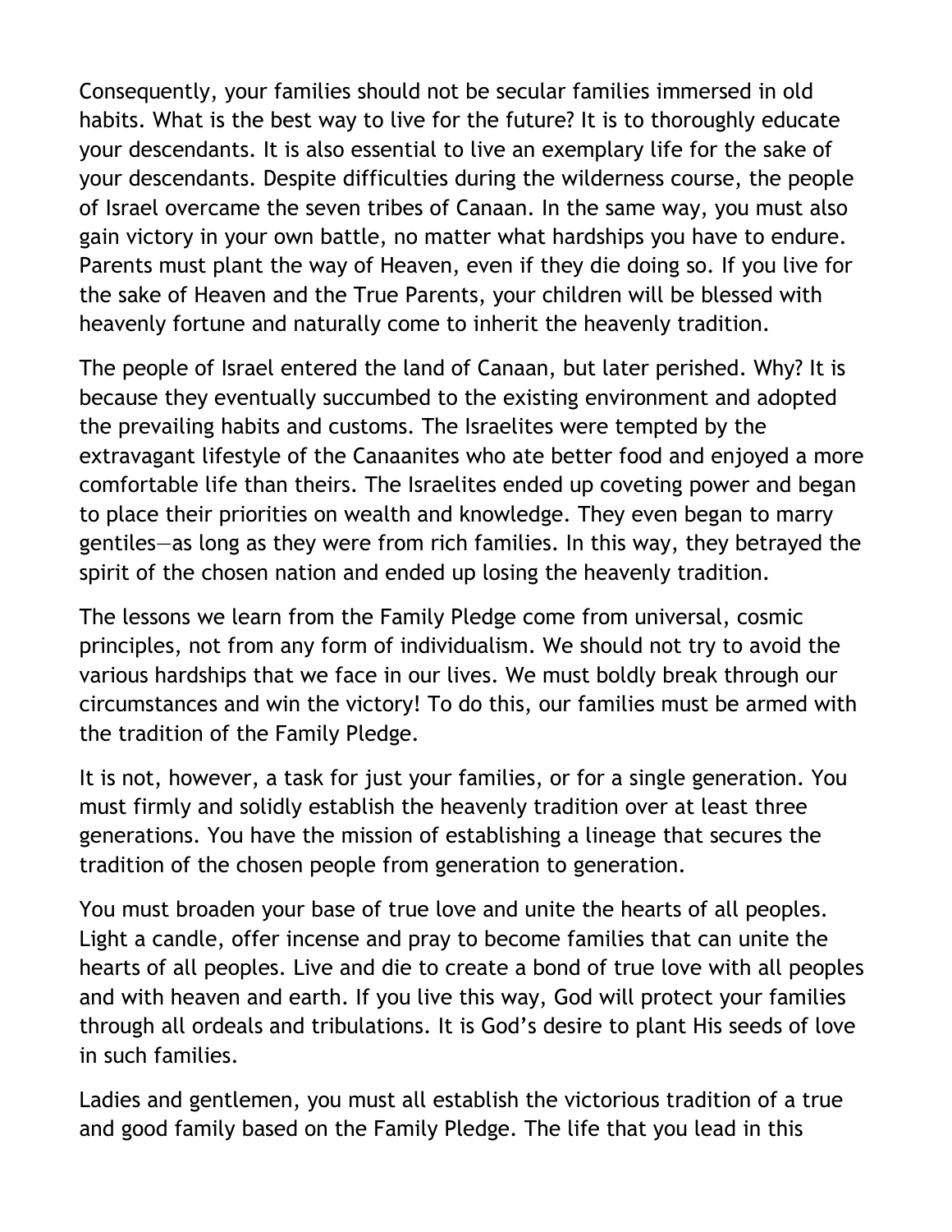Consequently, your families should not be secular families immersed in old habits. What is the best way to live for the future? It is to thoroughly educate your descendants. It is also essential to live an exemplary life for the sake of your descendants. Despite difficulties during the wilderness course, the people of Israel overcame the seven tribes of Canaan. In the same way, you must also gain victory in your own battle, no matter what hardships you have to endure. Parents must plant the way of Heaven, even if they die doing so. If you live for the sake of Heaven and the True Parents, your children will be blessed with heavenly fortune and naturally come to inherit the heavenly tradition.

The people of Israel entered the land of Canaan, but later perished. Why? It is because they eventually succumbed to the existing environment and adopted the prevailing habits and customs. The Israelites were tempted by the extravagant lifestyle of the Canaanites who ate better food and enjoyed a more comfortable life than theirs. The Israelites ended up coveting power and began to place their priorities on wealth and knowledge. They even began to marry gentiles—as long as they were from rich families. In this way, they betrayed the spirit of the chosen nation and ended up losing the heavenly tradition.

The lessons we learn from the Family Pledge come from universal, cosmic principles, not from any form of individualism. We should not try to avoid the various hardships that we face in our lives. We must boldly break through our circumstances and win the victory! To do this, our families must be armed with the tradition of the Family Pledge.

It is not, however, a task for just your families, or for a single generation. You must firmly and solidly establish the heavenly tradition over at least three generations. You have the mission of establishing a lineage that secures the tradition of the chosen people from generation to generation.

You must broaden your base of true love and unite the hearts of all peoples. Light a candle, offer incense and pray to become families that can unite the hearts of all peoples. Live and die to create a bond of true love with all peoples and with heaven and earth. If you live this way, God will protect your families through all ordeals and tribulations. It is God's desire to plant His seeds of love in such families.

Ladies and gentlemen, you must all establish the victorious tradition of a true and good family based on the Family Pledge. The life that you lead in this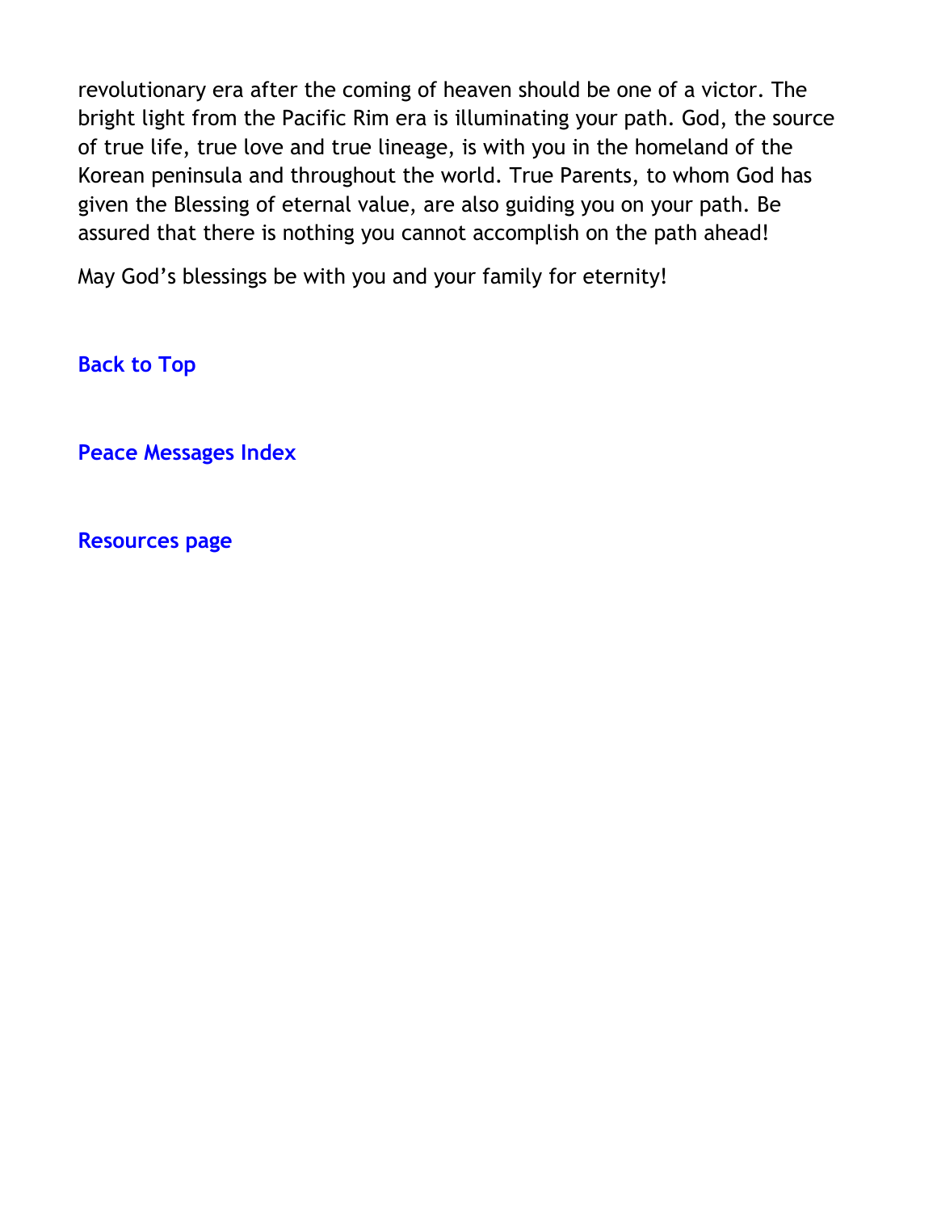revolutionary era after the coming of heaven should be one of a victor. The bright light from the Pacific Rim era is illuminating your path. God, the source of true life, true love and true lineage, is with you in the homeland of the Korean peninsula and throughout the world. True Parents, to whom God has given the Blessing of eternal value, are also guiding you on your path. Be assured that there is nothing you cannot accomplish on the path ahead!

May God's blessings be with you and your family for eternity!

**Back to Top**

**Peace Messages Index**

**Resources page**